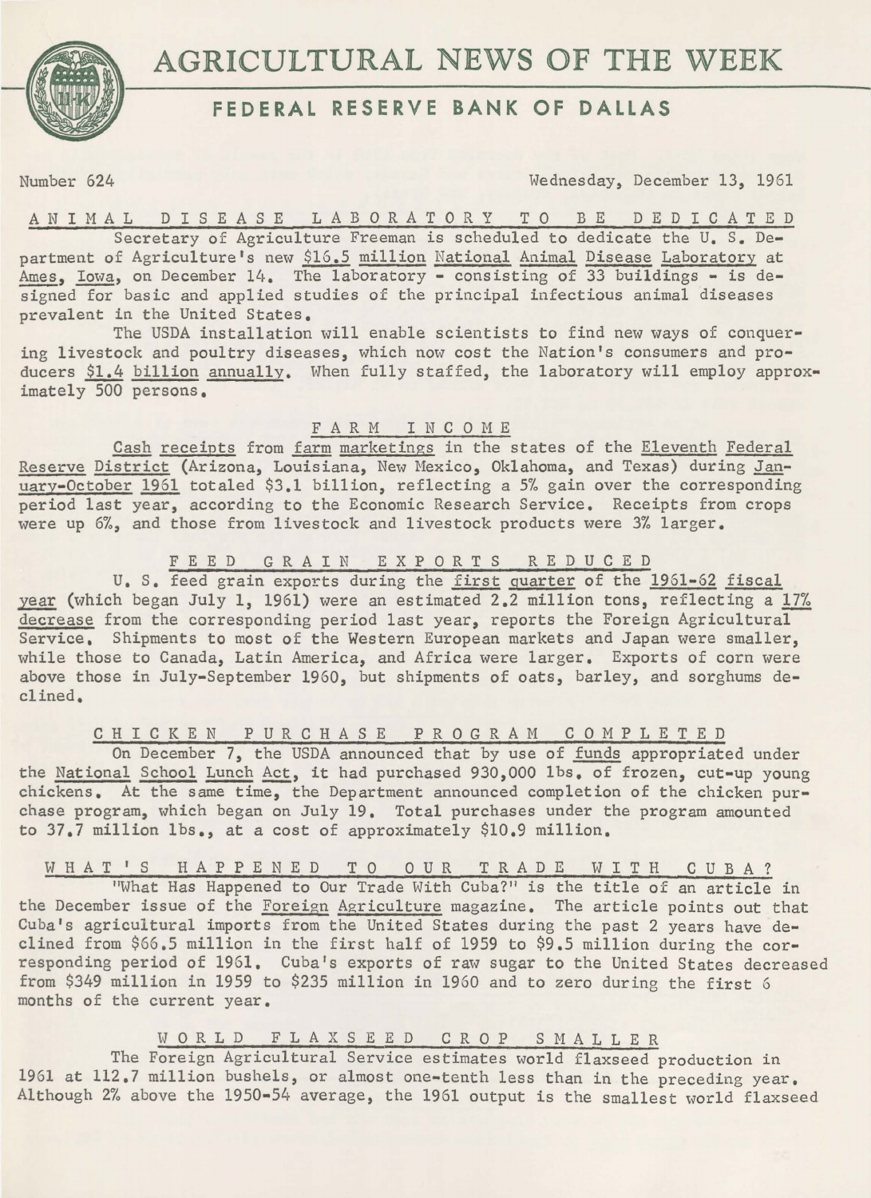# AGRICULTURAL NEWS OF THE WEEK

## FEDERAL RESERVE BANK OF DALLAS

Number 624 Wednesday, December 13, 1961

### ANIMAL DISEASE LABORATORY TO BE DEDICATED

Secretary of Agriculture Freeman is scheduled to dedicate the U. S. Department of Agriculture's new $16.5 million National Animal Disease Laboratory at Ames, Iowa, on December 14. The laboratory - consisting of 33 buildings - is designed for basic and applied studies of the principal infectious animal diseases prevalent in the United States.

The USDA installation will enable scientists to find new ways of conquering livestock and poultry diseases, which now cost the Nation's consumers and producers $1.4 billion annually. When fully staffed, the laboratory will employ approximately 500 persons.

### FARM INCOME

Cash receipts from farm marketings in the states of the Eleventh Federal Reserve District (Arizona, Louisiana, New Mexico, Oklahoma, and Texas) during January-October 1961 totaled $3.1 billion, reflecting a 5% gain over the corresponding period last year, according to the Economic Research Service. Receipts from crops were up 6%, and those from livestock and livestock products were 3% larger.

### FEED GRAIN EXPORTS REDUCED

U. S. feed grain exports during the first quarter of the 1961-62 fiscal year (which began July 1, 1961) were an estimated 2.2 million tons, reflecting a 17% decrease from the corresponding period last year, reports the Foreign Agricultural Service. Shipments to most of the Western European markets and Japan were smaller, while those to Canada, Latin America, and Africa were larger. Exports of corn were above those in July-September 1960, but shipments of oats, barley, and sorghums declined.

### CHICKEN PURCHASE PROGRAM COMPLETED

On December 7, the USDA announced that by use of funds appropriated under the National School Lunch Act, it had purchased 930,000 lbs. of frozen, cut-up young chickens. At the same time, the Department announced completion of the chicken purchase program, which began on July 19. Total purchases under the program amounted to 37.7 million lbs., at a cost of approximately $10.9 million.

### WHAT'S HAPPENED TO OUR TRADE WITH CUBA?

"What Has Happened to Our Trade With Cuba?" is the title of an article in the December issue of the Foreign Agriculture magazine. The article points out that Cuba's agricultural imports from the United States during the past 2 years have declined from $66.5 million in the first half of 1959 to $9.5 million during the corresponding period of 1961. Cuba's exports of raw sugar to the United States decreased from $349 million in 1959 to $235 million in 1960 and to zero during the first 6 months of the current year.

### WORLD FLAXSEED CROP SMALLER

The Foreign Agricultural Service estimates world flaxseed production in 1961 at 112.7 million bushels, or almost one-tenth less than in the preceding year. Although 2% above the 1950-54 average, the 1961 output is the smallest world flaxseed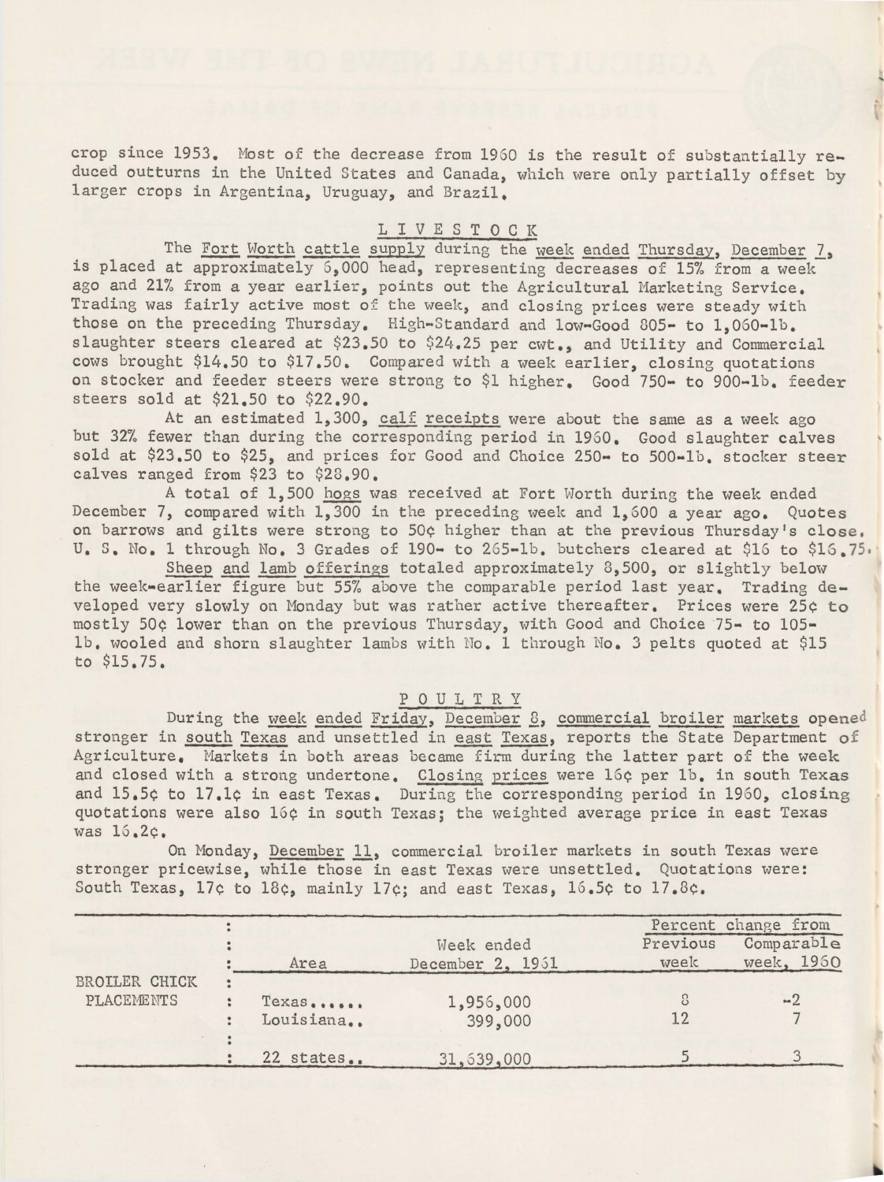crop since 1953. Most of the decrease from 1960 is the result of substantially reduced outturns in the United States and Canada, which were only partially offset by larger crops in Argentina, Uruguay, and Brazil.

## LIVESTOCK

The Fort Worth cattle supply during the week ended Thursday, December 7, is placed at approximately 6,000 head, representing decreases of 15% from a week ago and 21% from a year earlier, points out the Agricultural Marketing Service. Trading was fairly active most of the week, and closing prices were steady with those on the preceding Thursday. High-Standard and low-Good 805- to 1,060-lb. slaughter steers cleared at $23.50 to $24.25 per cwt., and Utility and Commercial cows brought $14.50 to $17.50. Compared with a week earlier, closing quotations on stocker and feeder steers were strong to $1 higher. Good 750- to 900-lb. feeder steers sold at $21.50 to $22.90.

At an estimated 1,300, calf receipts were about the same as a week ago but 32% fewer than during the corresponding period in 1960. Good slaughter calves sold at $23.50 to $25, and prices for Good and Choice 250- to 500-lb. stocker steer calves ranged from $23 to $28.90.

A total of 1,500 hogs was received at Fort Worth during the week ended December 7, compared with 1,300 in the preceding week and 1,600 a year ago. Quotes on barrows and gilts were strong to 50¢ higher than at the previous Thursday's close. U. S. No. 1 through No. 3 Grades of 190- to 265-lb. butchers cleared at $16 to $16.75.

Sheep and lamb offerings totaled approximately 8,500, or slightly below the week-earlier figure but 55% above the comparable period last year. Trading developed very slowly on Monday but was rather active thereafter. Prices were 25¢ to mostly 50¢ lower than on the previous Thursday, with Good and Choice 75- to 105-lb. wooled and shorn slaughter lambs with No. 1 through No. 3 pelts quoted at $15 to $15.75.

## POULTRY

During the week ended Friday, December 8, commercial broiler markets opened stronger in south Texas and unsettled in east Texas, reports the State Department of Agriculture. Markets in both areas became firm during the latter part of the week and closed with a strong undertone. Closing prices were 16¢ per lb. in south Texas and 15.5¢ to 17.1¢ in east Texas. During the corresponding period in 1960, closing quotations were also 16¢ in south Texas; the weighted average price in east Texas was 16.2¢.

On Monday, December 11, commercial broiler markets in south Texas were stronger pricewise, while those in east Texas were unsettled. Quotations were: South Texas, 17¢ to 18¢, mainly 17¢; and east Texas, 16.5¢ to 17.8¢.

| | | | Percent change from | |
|---|---|---|---|---|
| | Area | Week ended December 2, 1961 | Previous week | Comparable week, 1960 |
| BROILER CHICK PLACEMENTS | Texas...... | 1,956,000 | 8 | -2 |
| | Louisiana.. | 399,000 | 12 | 7 |
| | 22 states.. | 31,639,000 | 5 | 3 |